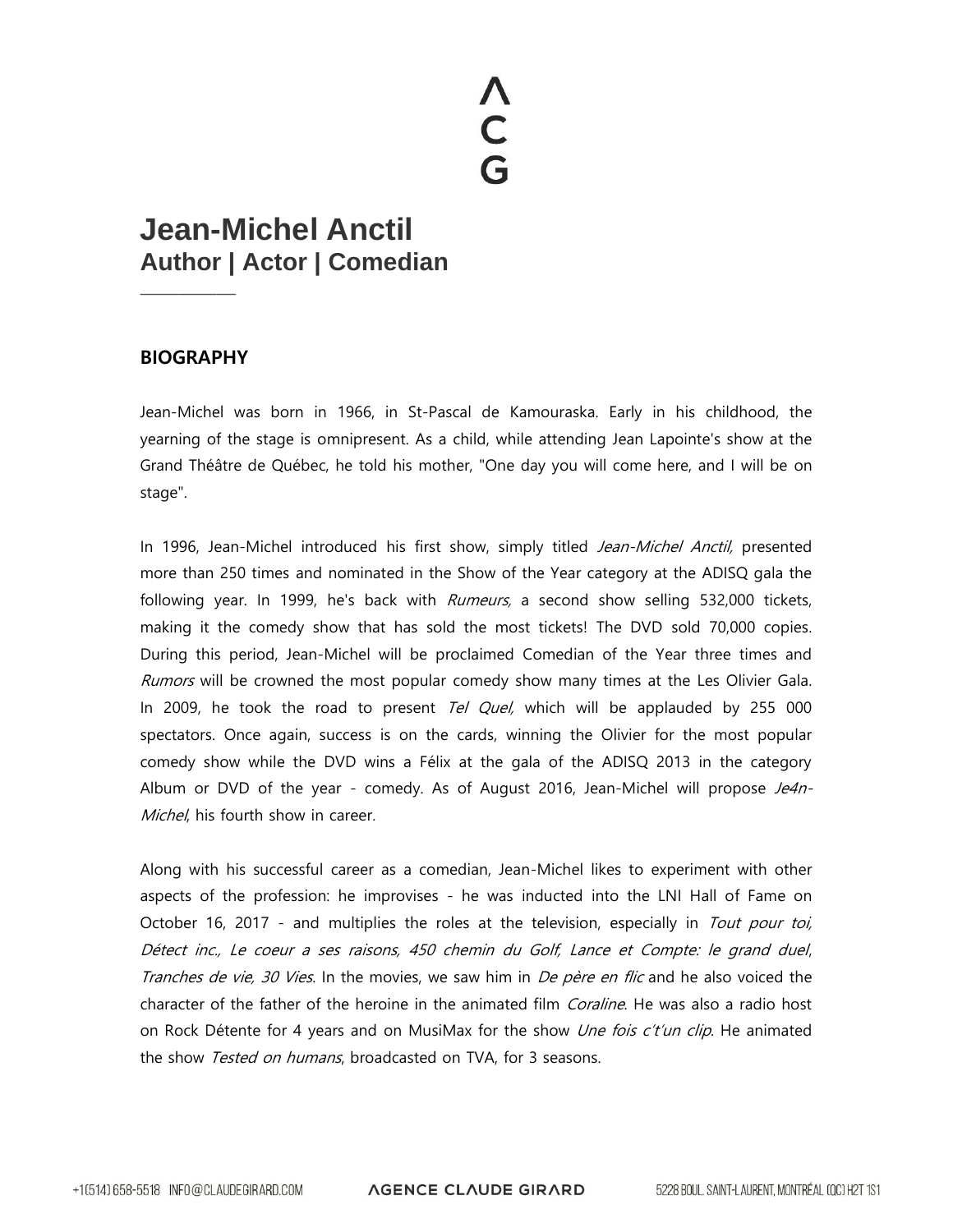# Jean-Michel Anctil

## Author | Actor | Comedian

---

### BIOGRAPHY

Jean-Michel was born in 1966, in St-Pascal de Kamouraska. Early in his childhood, the yearning of the stage is omnipresent. As a child, while attending Jean Lapointe's show at the Grand Théâtre de Québec, he told his mother, "One day you will come here, and I will be on stage".

In 1996, Jean-Michel introduced his first show, simply titled *Jean-Michel Anctil,* presented more than 250 times and nominated in the Show of the Year category at the ADISQ gala the following year. In 1999, he's back with *Rumeurs,* a second show selling 532,000 tickets, making it the comedy show that has sold the most tickets! The DVD sold 70,000 copies. During this period, Jean-Michel will be proclaimed Comedian of the Year three times and *Rumors* will be crowned the most popular comedy show many times at the Les Olivier Gala. In 2009, he took the road to present *Tel Quel,* which will be applauded by 255 000 spectators. Once again, success is on the cards, winning the Olivier for the most popular comedy show while the DVD wins a Félix at the gala of the ADISQ 2013 in the category Album or DVD of the year - comedy. As of August 2016, Jean-Michel will propose *Je4n-Michel*, his fourth show in career.

Along with his successful career as a comedian, Jean-Michel likes to experiment with other aspects of the profession: he improvises - he was inducted into the LNI Hall of Fame on October 16, 2017 - and multiplies the roles at the television, especially in *Tout pour toi, Détect inc., Le coeur a ses raisons, 450 chemin du Golf, Lance et Compte: le grand duel*, *Tranches de vie, 30 Vies*. In the movies, we saw him in *De père en flic* and he also voiced the character of the father of the heroine in the animated film *Coraline*. He was also a radio host on Rock Détente for 4 years and on MusiMax for the show *Une fois c't'un clip*. He animated the show *Tested on humans*, broadcasted on TVA, for 3 seasons.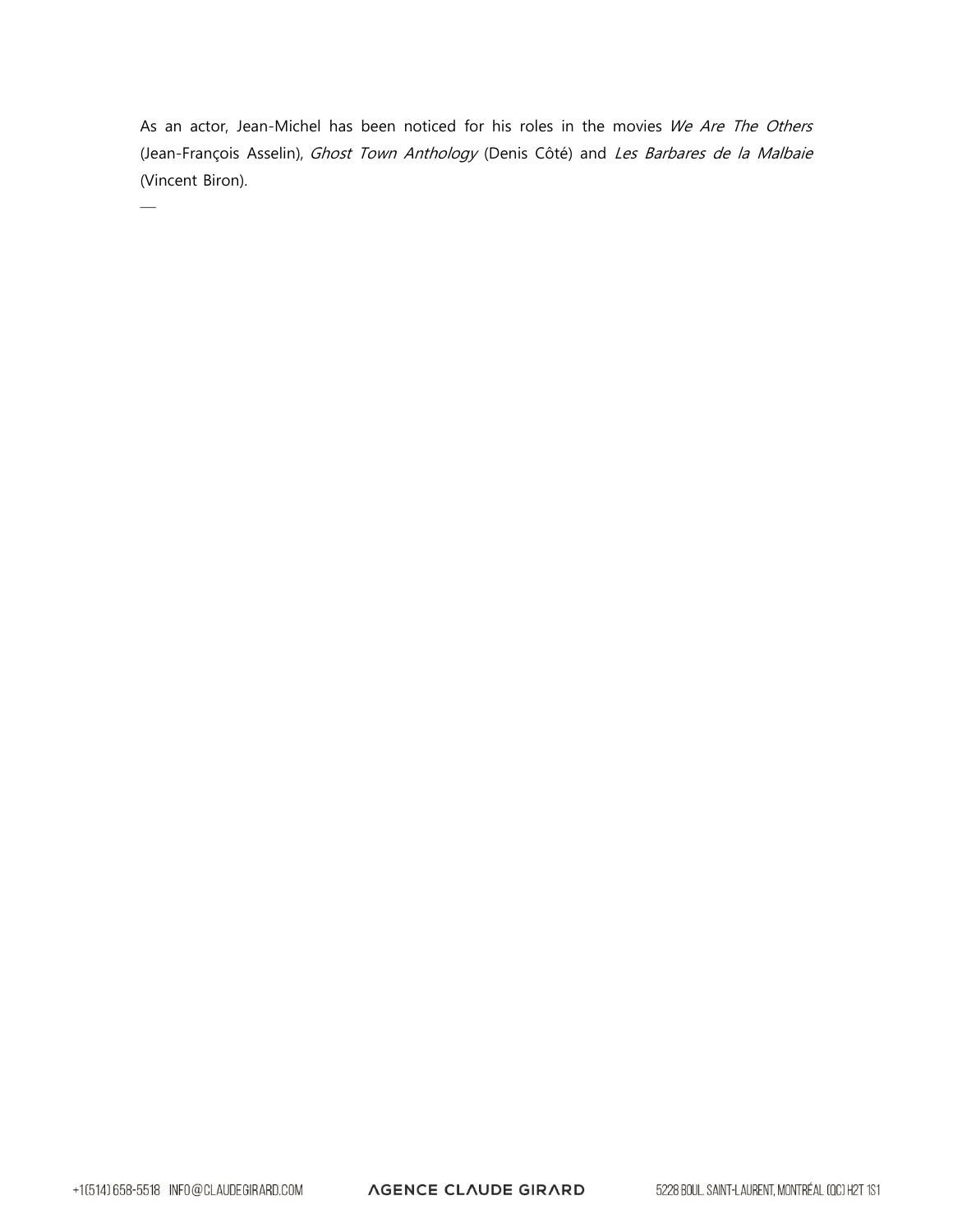As an actor, Jean-Michel has been noticed for his roles in the movies *We Are The Others* (Jean-François Asselin), *Ghost Town Anthology* (Denis Côté) and *Les Barbares de la Malbaie* (Vincent Biron).

—